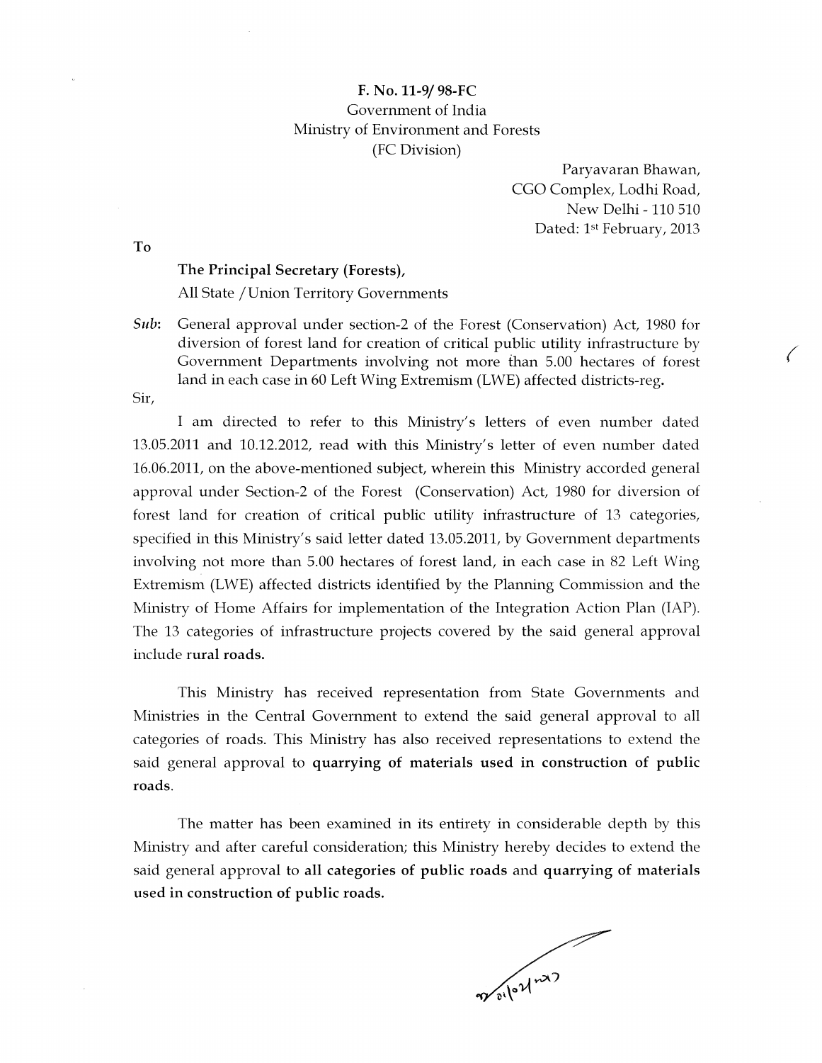**F. No. 11-9/ 98-FC**
Government of India
Ministry of Environment and Forests
(FC Division)

Paryavaran Bhawan,
CGO Complex, Lodhi Road,
New Delhi - 110 510
Dated: 1st February, 2013

To

**The Principal Secretary (Forests),**
All State / Union Territory Governments

***Sub*:** General approval under section-2 of the Forest (Conservation) Act, 1980 for diversion of forest land for creation of critical public utility infrastructure by Government Departments involving not more than 5.00 hectares of forest land in each case in 60 Left Wing Extremism (LWE) affected districts-reg.

Sir,

I am directed to refer to this Ministry's letters of even number dated 13.05.2011 and 10.12.2012, read with this Ministry's letter of even number dated 16.06.2011, on the above-mentioned subject, wherein this Ministry accorded general approval under Section-2 of the Forest (Conservation) Act, 1980 for diversion of forest land for creation of critical public utility infrastructure of 13 categories, specified in this Ministry's said letter dated 13.05.2011, by Government departments involving not more than 5.00 hectares of forest land, in each case in 82 Left Wing Extremism (LWE) affected districts identified by the Planning Commission and the Ministry of Home Affairs for implementation of the Integration Action Plan (IAP). The 13 categories of infrastructure projects covered by the said general approval include **rural roads.**

This Ministry has received representation from State Governments and Ministries in the Central Government to extend the said general approval to all categories of roads. This Ministry has also received representations to extend the said general approval to **quarrying of materials used in construction of public roads**.

The matter has been examined in its entirety in considerable depth by this Ministry and after careful consideration; this Ministry hereby decides to extend the said general approval to **all categories of public roads** and **quarrying of materials used in construction of public roads.**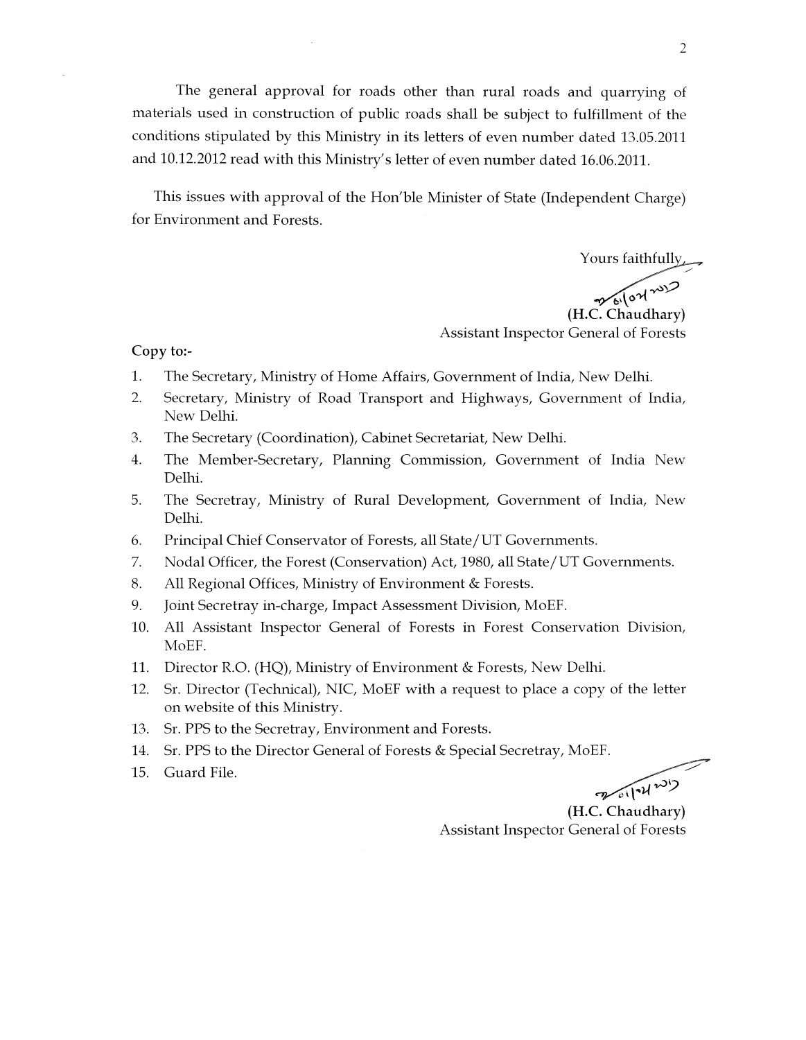The general approval for roads other than rural roads and quarrying of materials used in construction of public roads shall be subject to fulfillment of the conditions stipulated by this Ministry in its letters of even number dated 13.05.2011 and 10.12.2012 read with this Ministry's letter of even number dated 16.06.2011.

This issues with approval of the Hon'ble Minister of State (Independent Charge) for Environment and Forests.

Yours faithfully,

**(H.C. Chaudhary)**
Assistant Inspector General of Forests

**Copy to:-**

1. The Secretary, Ministry of Home Affairs, Government of India, New Delhi.
2. Secretary, Ministry of Road Transport and Highways, Government of India, New Delhi.
3. The Secretary (Coordination), Cabinet Secretariat, New Delhi.
4. The Member-Secretary, Planning Commission, Government of India New Delhi.
5. The Secretray, Ministry of Rural Development, Government of India, New Delhi.
6. Principal Chief Conservator of Forests, all State/UT Governments.
7. Nodal Officer, the Forest (Conservation) Act, 1980, all State/UT Governments.
8. All Regional Offices, Ministry of Environment & Forests.
9. Joint Secretray in-charge, Impact Assessment Division, MoEF.
10. All Assistant Inspector General of Forests in Forest Conservation Division, MoEF.
11. Director R.O. (HQ), Ministry of Environment & Forests, New Delhi.
12. Sr. Director (Technical), NIC, MoEF with a request to place a copy of the letter on website of this Ministry.
13. Sr. PPS to the Secretray, Environment and Forests.
14. Sr. PPS to the Director General of Forests & Special Secretray, MoEF.
15. Guard File.

**(H.C. Chaudhary)**
Assistant Inspector General of Forests